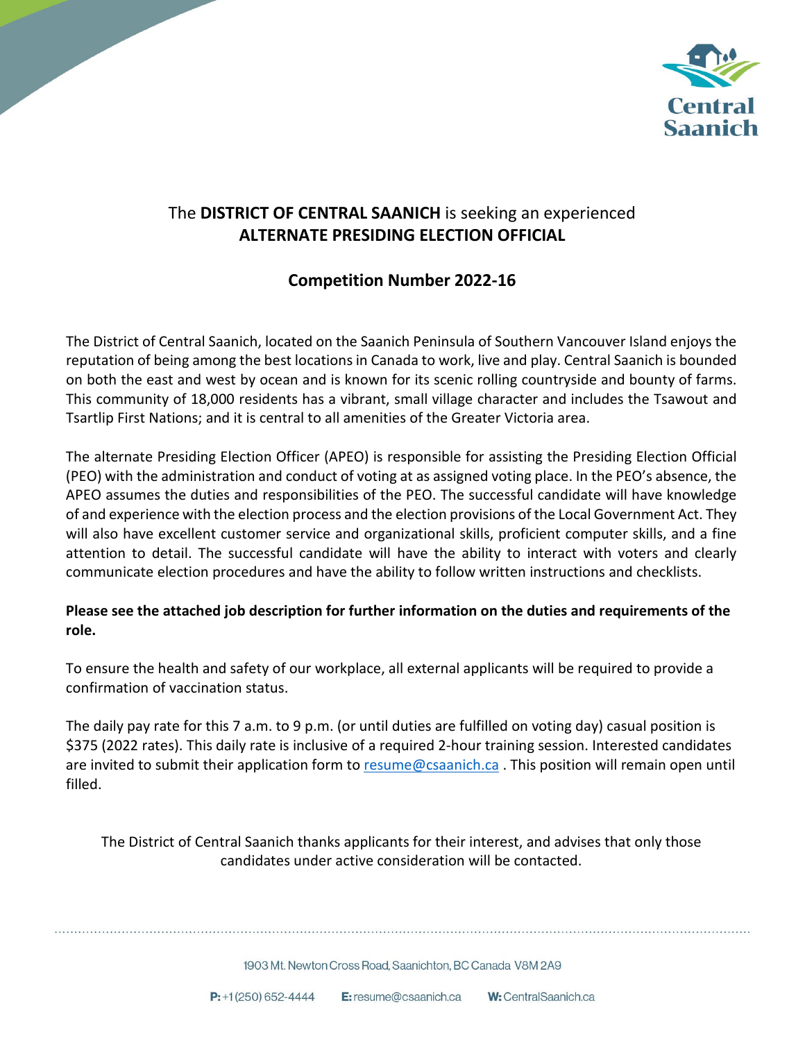# The **DISTRICT OF CENTRAL SAANICH** is seeking an experienced **ALTERNATE PRESIDING ELECTION OFFICIAL**

## Competition Number 2022-16

The District of Central Saanich, located on the Saanich Peninsula of Southern Vancouver Island enjoys the reputation of being among the best locations in Canada to work, live and play. Central Saanich is bounded on both the east and west by ocean and is known for its scenic rolling countryside and bounty of farms. This community of 18,000 residents has a vibrant, small village character and includes the Tsawout and Tsartlip First Nations; and it is central to all amenities of the Greater Victoria area.

The alternate Presiding Election Officer (APEO) is responsible for assisting the Presiding Election Official (PEO) with the administration and conduct of voting at as assigned voting place. In the PEO's absence, the APEO assumes the duties and responsibilities of the PEO. The successful candidate will have knowledge of and experience with the election process and the election provisions of the Local Government Act. They will also have excellent customer service and organizational skills, proficient computer skills, and a fine attention to detail. The successful candidate will have the ability to interact with voters and clearly communicate election procedures and have the ability to follow written instructions and checklists.

**Please see the attached job description for further information on the duties and requirements of the role.**

To ensure the health and safety of our workplace, all external applicants will be required to provide a confirmation of vaccination status.

The daily pay rate for this 7 a.m. to 9 p.m. (or until duties are fulfilled on voting day) casual position is $375 (2022 rates). This daily rate is inclusive of a required 2-hour training session. Interested candidates are invited to submit their application form to resume@csaanich.ca . This position will remain open until filled.

The District of Central Saanich thanks applicants for their interest, and advises that only those candidates under active consideration will be contacted.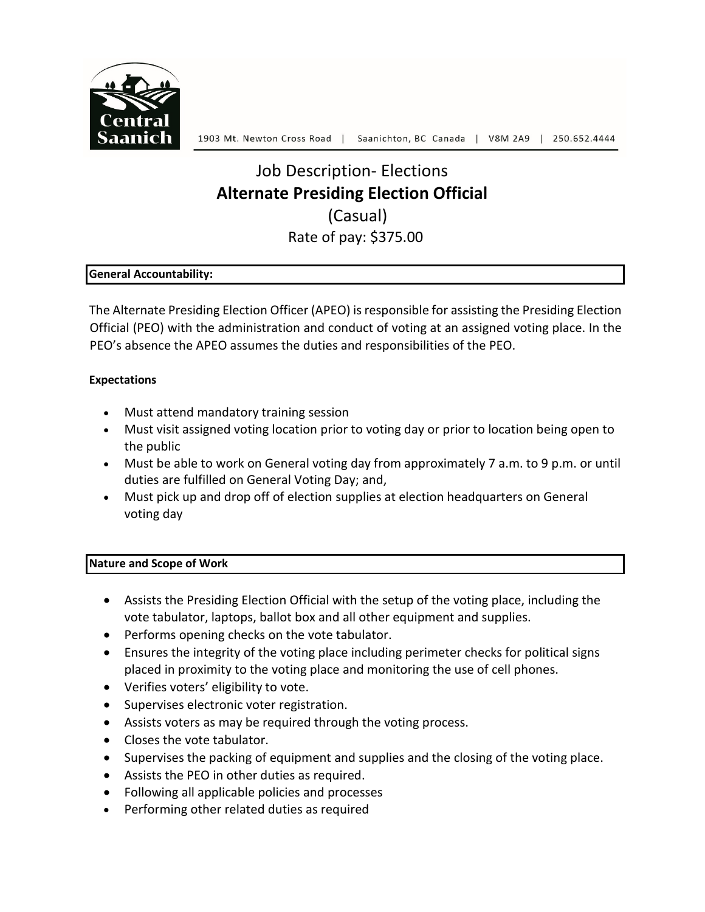Central Saanich

1903 Mt. Newton Cross Road | Saanichton, BC Canada | V8M 2A9 | 250.652.4444

# Job Description- Elections

## Alternate Presiding Election Official

(Casual)

Rate of pay: $375.00

**General Accountability:**

The Alternate Presiding Election Officer (APEO) is responsible for assisting the Presiding Election Official (PEO) with the administration and conduct of voting at an assigned voting place. In the PEO's absence the APEO assumes the duties and responsibilities of the PEO.

**Expectations**

- Must attend mandatory training session
- Must visit assigned voting location prior to voting day or prior to location being open to the public
- Must be able to work on General voting day from approximately 7 a.m. to 9 p.m. or until duties are fulfilled on General Voting Day; and,
- Must pick up and drop off of election supplies at election headquarters on General voting day

**Nature and Scope of Work**

- Assists the Presiding Election Official with the setup of the voting place, including the vote tabulator, laptops, ballot box and all other equipment and supplies.
- Performs opening checks on the vote tabulator.
- Ensures the integrity of the voting place including perimeter checks for political signs placed in proximity to the voting place and monitoring the use of cell phones.
- Verifies voters' eligibility to vote.
- Supervises electronic voter registration.
- Assists voters as may be required through the voting process.
- Closes the vote tabulator.
- Supervises the packing of equipment and supplies and the closing of the voting place.
- Assists the PEO in other duties as required.
- Following all applicable policies and processes
- Performing other related duties as required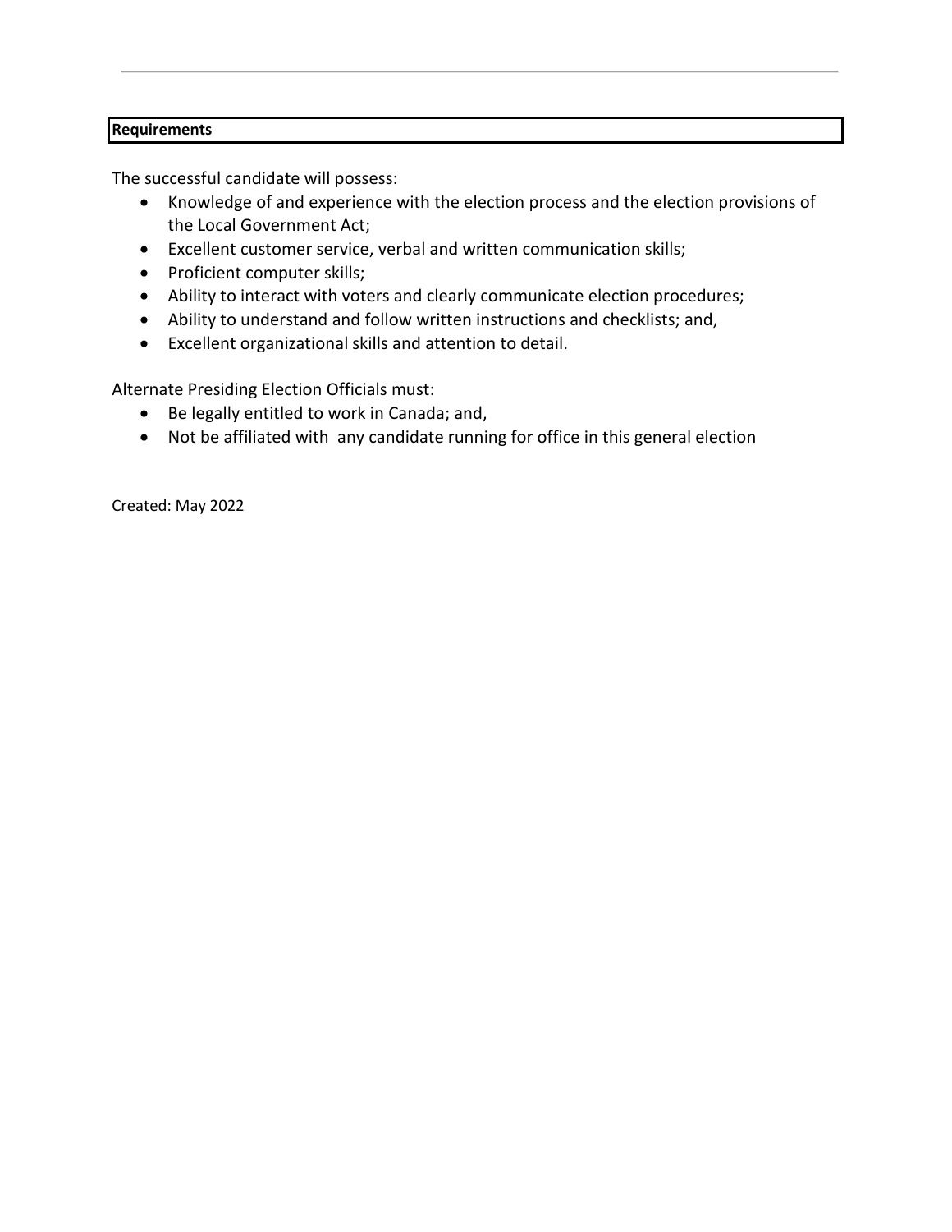**Requirements**

The successful candidate will possess:

- Knowledge of and experience with the election process and the election provisions of the Local Government Act;
- Excellent customer service, verbal and written communication skills;
- Proficient computer skills;
- Ability to interact with voters and clearly communicate election procedures;
- Ability to understand and follow written instructions and checklists; and,
- Excellent organizational skills and attention to detail.

Alternate Presiding Election Officials must:

- Be legally entitled to work in Canada; and,
- Not be affiliated with any candidate running for office in this general election

Created: May 2022